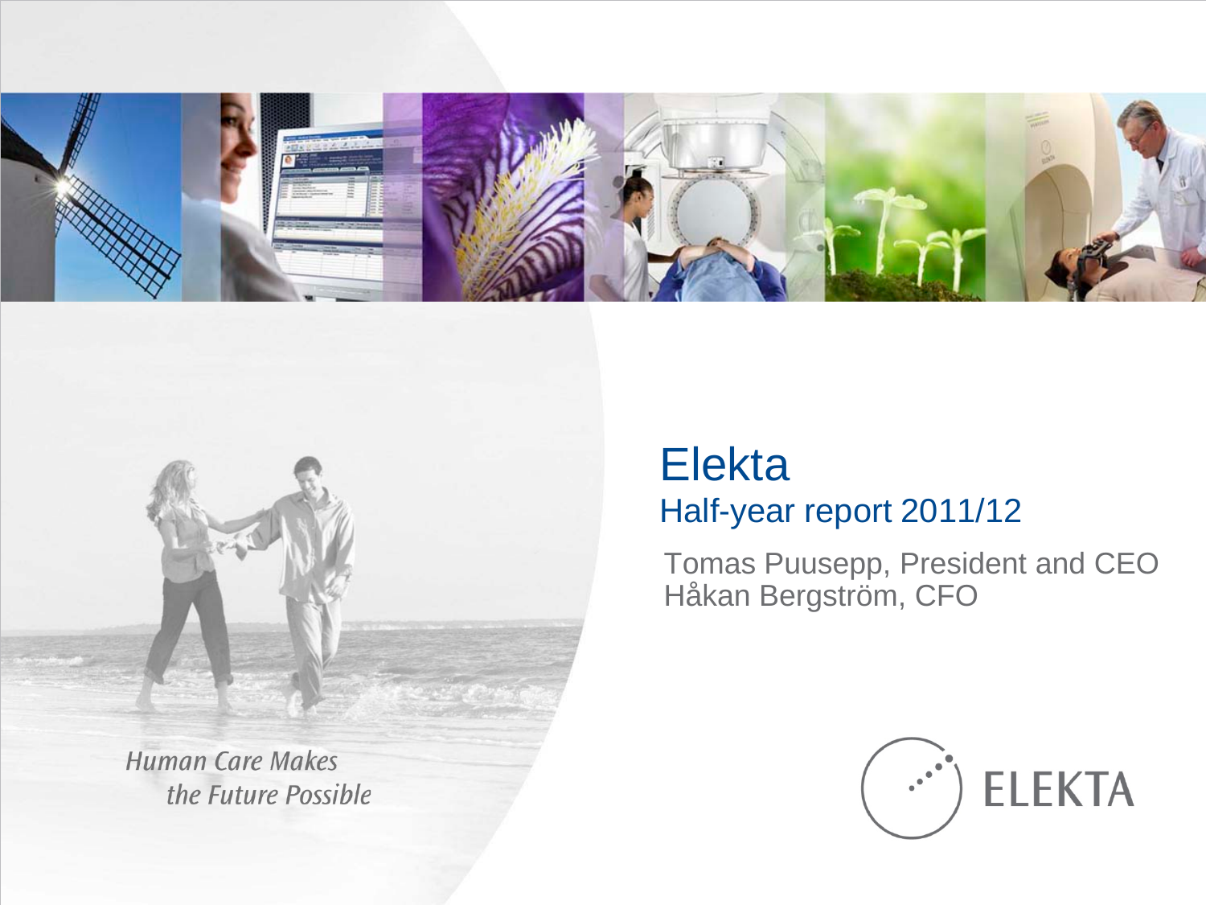# Elekta

## Half-year report 2011/12

Tomas Puusepp, President and CEO
Håkan Bergström, CFO

*Human Care Makes the Future Possible*

ELEKTA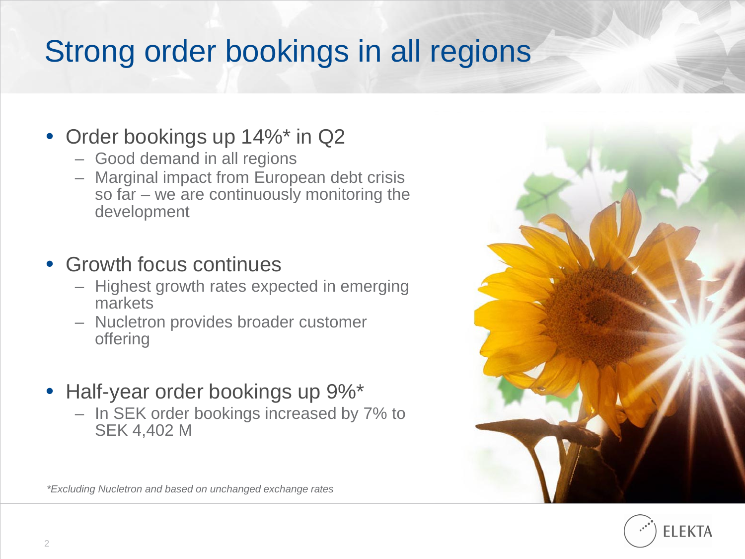# Strong order bookings in all regions

- Order bookings up 14%* in Q2
  - Good demand in all regions
  - Marginal impact from European debt crisis so far – we are continuously monitoring the development
- Growth focus continues
  - Highest growth rates expected in emerging markets
  - Nucletron provides broader customer offering
- Half-year order bookings up 9%*
  - In SEK order bookings increased by 7% to SEK 4,402 M

*\*Excluding Nucletron and based on unchanged exchange rates*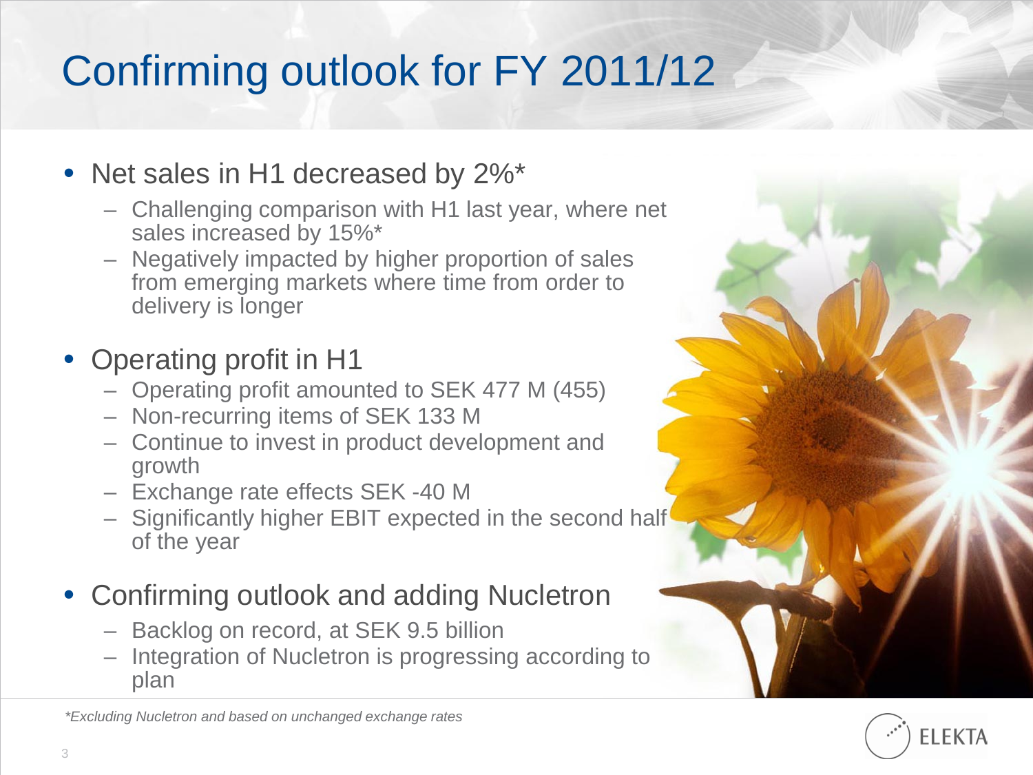# Confirming outlook for FY 2011/12

- Net sales in H1 decreased by 2%*
  - Challenging comparison with H1 last year, where net sales increased by 15%*
  - Negatively impacted by higher proportion of sales from emerging markets where time from order to delivery is longer
- Operating profit in H1
  - Operating profit amounted to SEK 477 M (455)
  - Non-recurring items of SEK 133 M
  - Continue to invest in product development and growth
  - Exchange rate effects SEK -40 M
  - Significantly higher EBIT expected in the second half of the year
- Confirming outlook and adding Nucletron
  - Backlog on record, at SEK 9.5 billion
  - Integration of Nucletron is progressing according to plan

*\*Excluding Nucletron and based on unchanged exchange rates*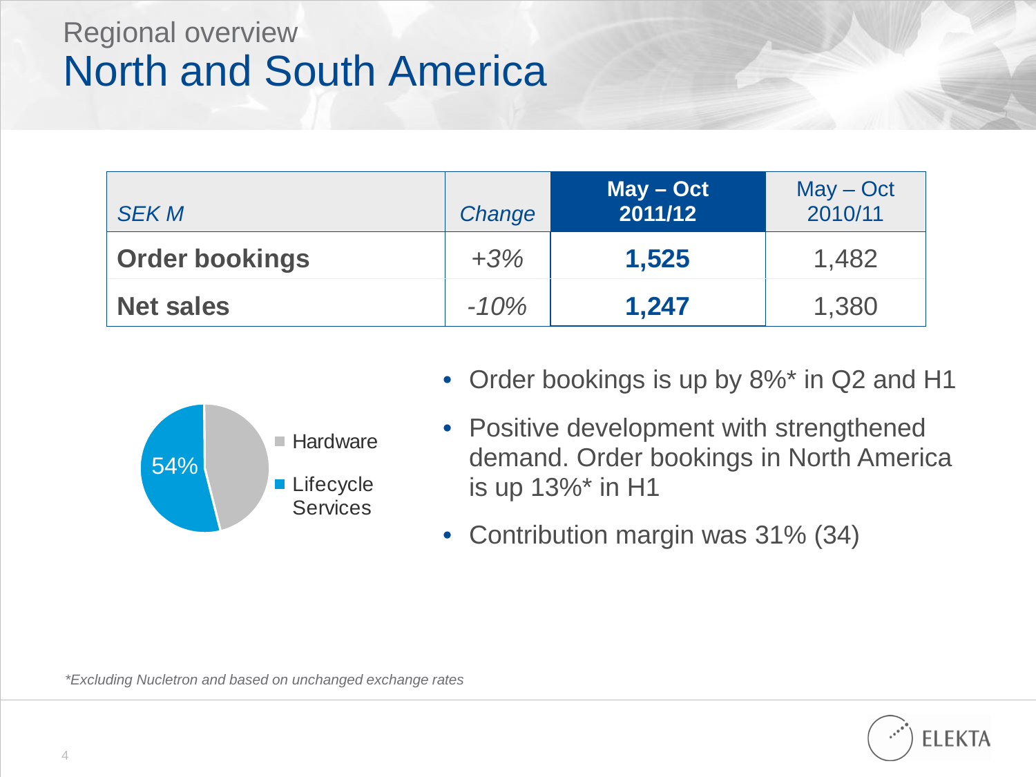## Regional overview

# North and South America

| *SEK M* | *Change* | **May – Oct 2011/12** | May – Oct 2010/11 |
|---|---|---|---|
| **Order bookings** | *+3%* | **1,525** | 1,482 |
| **Net sales** | *-10%* | **1,247** | 1,380 |

- Hardware
- Lifecycle Services: 54%

- Order bookings is up by 8%* in Q2 and H1
- Positive development with strengthened demand. Order bookings in North America is up 13%* in H1
- Contribution margin was 31% (34)

*\*Excluding Nucletron and based on unchanged exchange rates*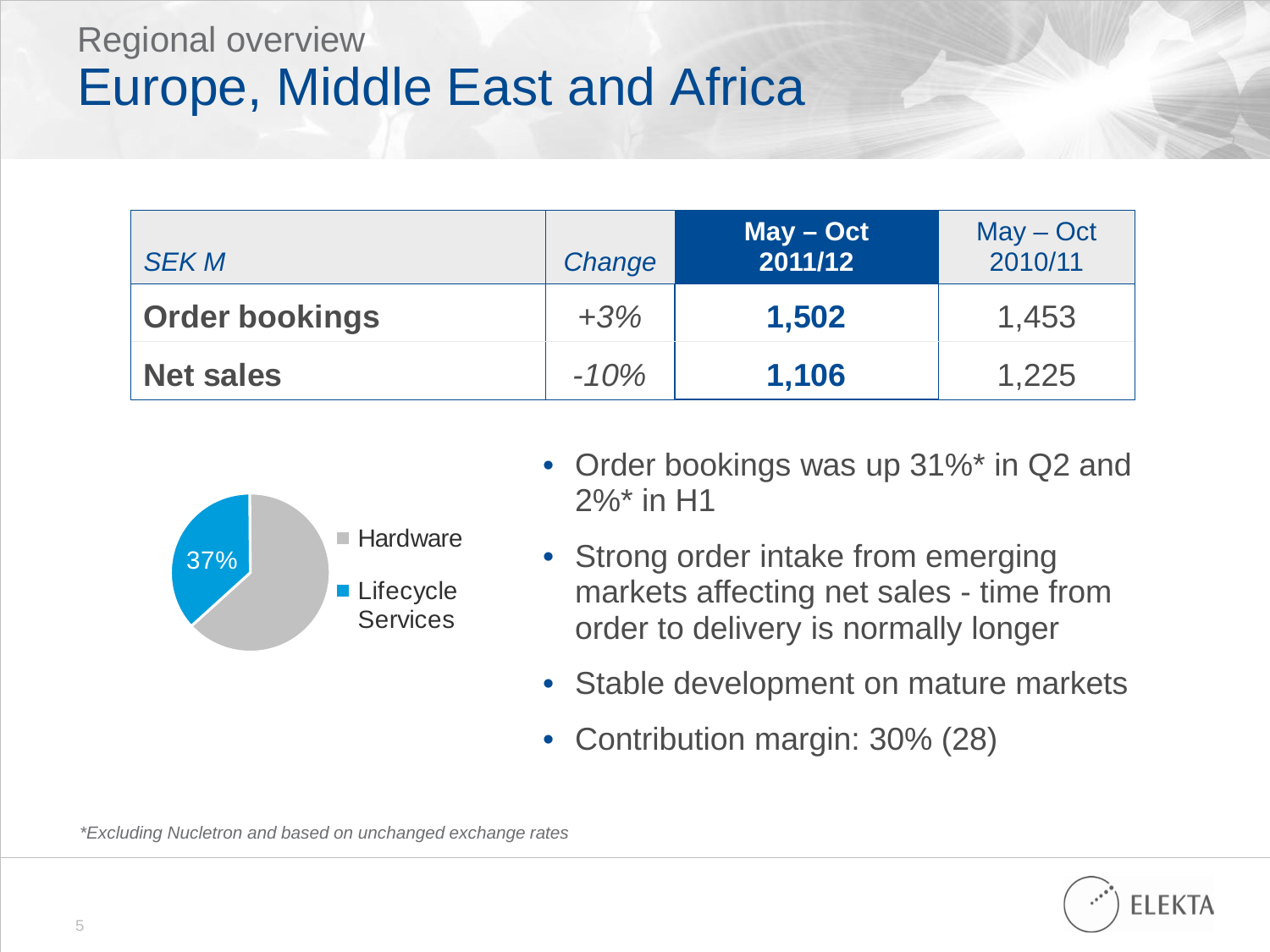## Regional overview

# Europe, Middle East and Africa

| *SEK M* | *Change* | **May – Oct 2011/12** | May – Oct 2010/11 |
|---|---|---|---|
| **Order bookings** | *+3%* | **1,502** | 1,453 |
| **Net sales** | *-10%* | **1,106** | 1,225 |

- Hardware
- Lifecycle Services 37%

- Order bookings was up 31%* in Q2 and 2%* in H1
- Strong order intake from emerging markets affecting net sales - time from order to delivery is normally longer
- Stable development on mature markets
- Contribution margin: 30% (28)

*\*Excluding Nucletron and based on unchanged exchange rates*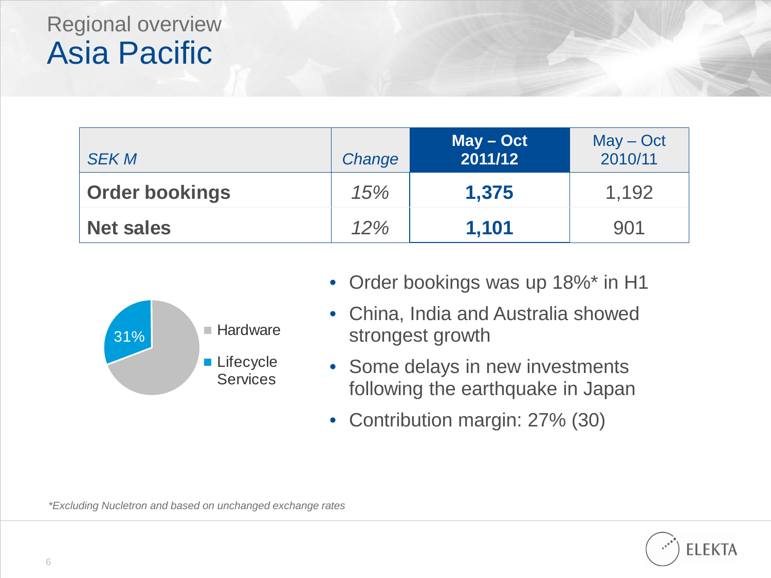Regional overview

# Asia Pacific

| *SEK M* | *Change* | **May – Oct 2011/12** | May – Oct 2010/11 |
|---|---|---|---|
| **Order bookings** | *15%* | **1,375** | 1,192 |
| **Net sales** | *12%* | **1,101** | 901 |

31%

- Hardware
- Lifecycle Services

- Order bookings was up 18%* in H1
- China, India and Australia showed strongest growth
- Some delays in new investments following the earthquake in Japan
- Contribution margin: 27% (30)

*\*Excluding Nucletron and based on unchanged exchange rates*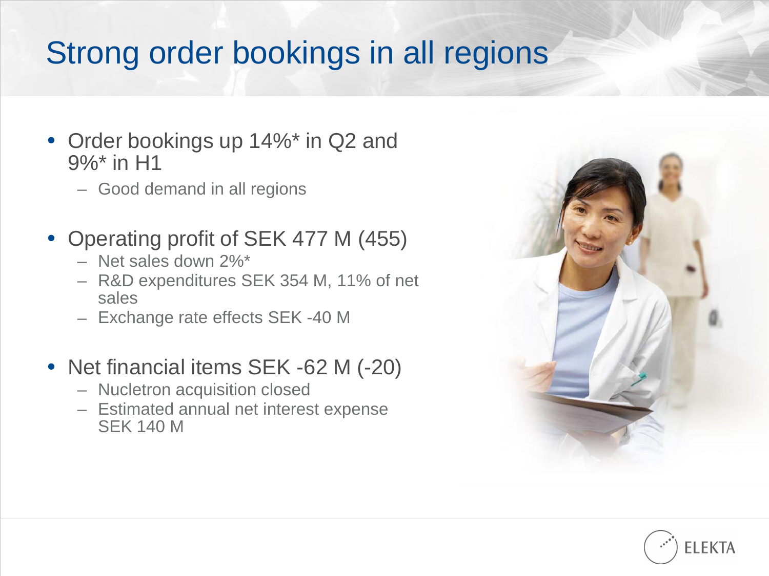# Strong order bookings in all regions

- Order bookings up 14%* in Q2 and 9%* in H1
  - Good demand in all regions
- Operating profit of SEK 477 M (455)
  - Net sales down 2%*
  - R&D expenditures SEK 354 M, 11% of net sales
  - Exchange rate effects SEK -40 M
- Net financial items SEK -62 M (-20)
  - Nucletron acquisition closed
  - Estimated annual net interest expense SEK 140 M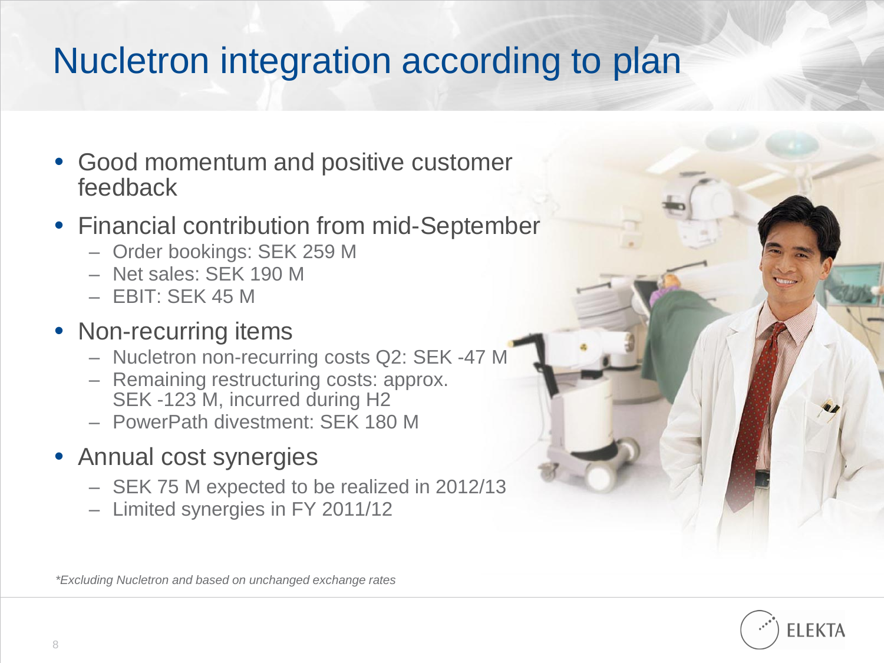# Nucletron integration according to plan

- Good momentum and positive customer feedback
- Financial contribution from mid-September
  - Order bookings: SEK 259 M
  - Net sales: SEK 190 M
  - EBIT: SEK 45 M
- Non-recurring items
  - Nucletron non-recurring costs Q2: SEK -47 M
  - Remaining restructuring costs: approx. SEK -123 M, incurred during H2
  - PowerPath divestment: SEK 180 M
- Annual cost synergies
  - SEK 75 M expected to be realized in 2012/13
  - Limited synergies in FY 2011/12

*\*Excluding Nucletron and based on unchanged exchange rates*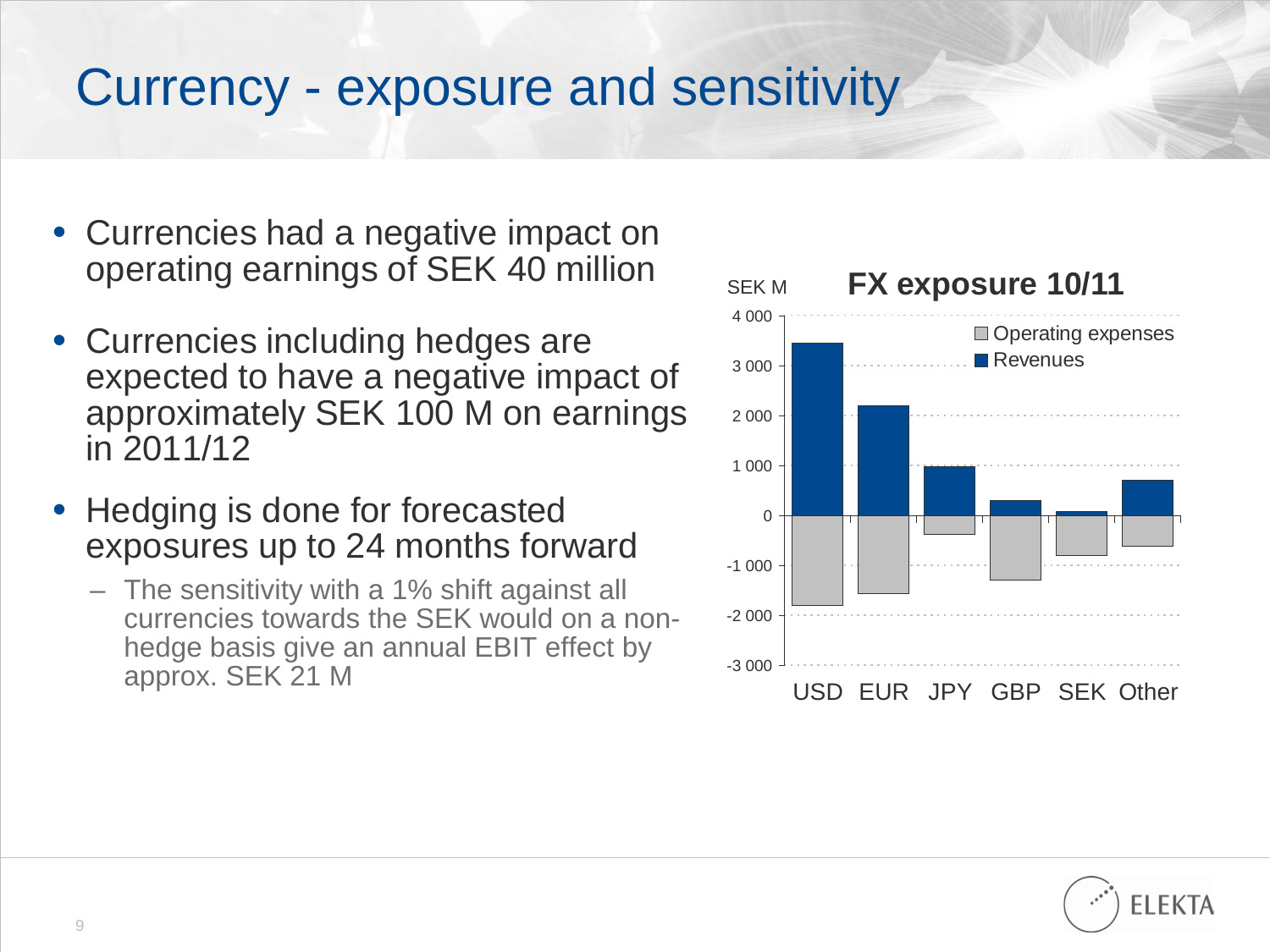# Currency - exposure and sensitivity

- Currencies had a negative impact on operating earnings of SEK 40 million
- Currencies including hedges are expected to have a negative impact of approximately SEK 100 M on earnings in 2011/12
- Hedging is done for forecasted exposures up to 24 months forward
  - The sensitivity with a 1% shift against all currencies towards the SEK would on a non-hedge basis give an annual EBIT effect by approx. SEK 21 M

**FX exposure 10/11**

SEK M

| | USD | EUR | JPY | GBP | SEK | Other |
|---|---|---|---|---|---|---|
| Revenues | ~3 450 | ~2 200 | ~1 000 | ~300 | ~100 | ~700 |
| Operating expenses | ~-1 800 | ~-1 550 | ~-350 | ~-1 300 | ~-800 | ~-600 |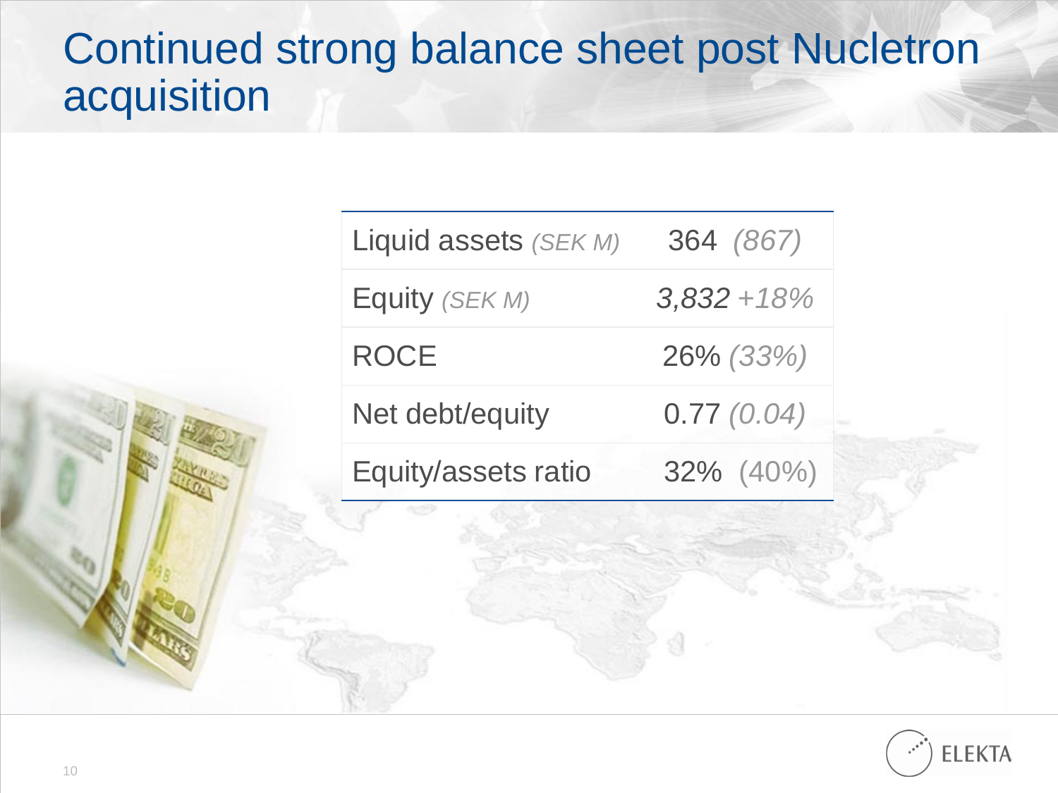# Continued strong balance sheet post Nucleotron acquisition

| | |
|---|---|
| Liquid assets *(SEK M)* | 364 *(867)* |
| Equity *(SEK M)* | *3,832 +18%* |
| ROCE | 26% *(33%)* |
| Net debt/equity | 0.77 *(0.04)* |
| Equity/assets ratio | 32% (40%) |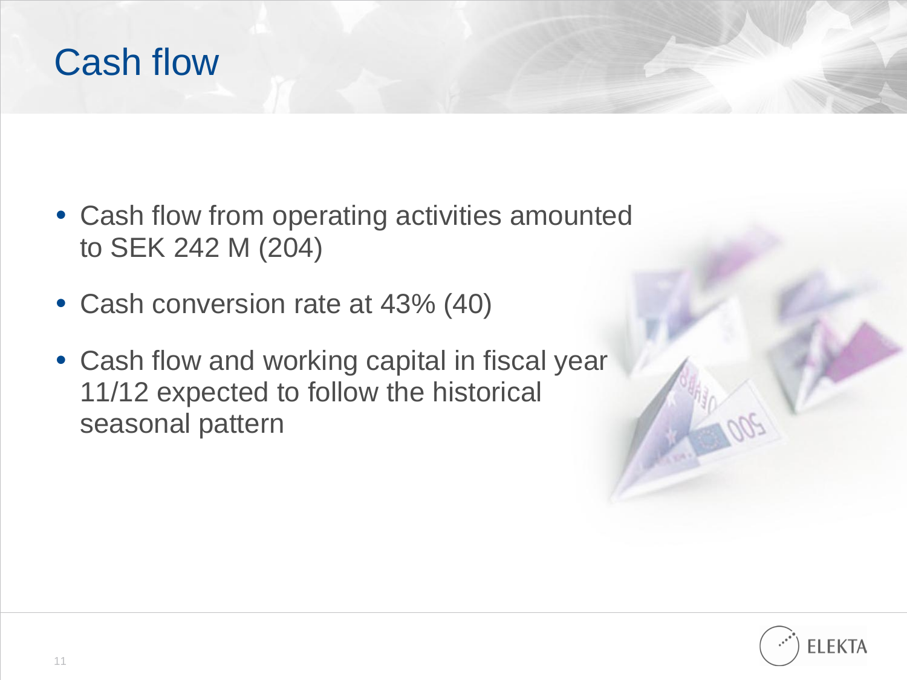# Cash flow

- Cash flow from operating activities amounted to SEK 242 M (204)
- Cash conversion rate at 43% (40)
- Cash flow and working capital in fiscal year 11/12 expected to follow the historical seasonal pattern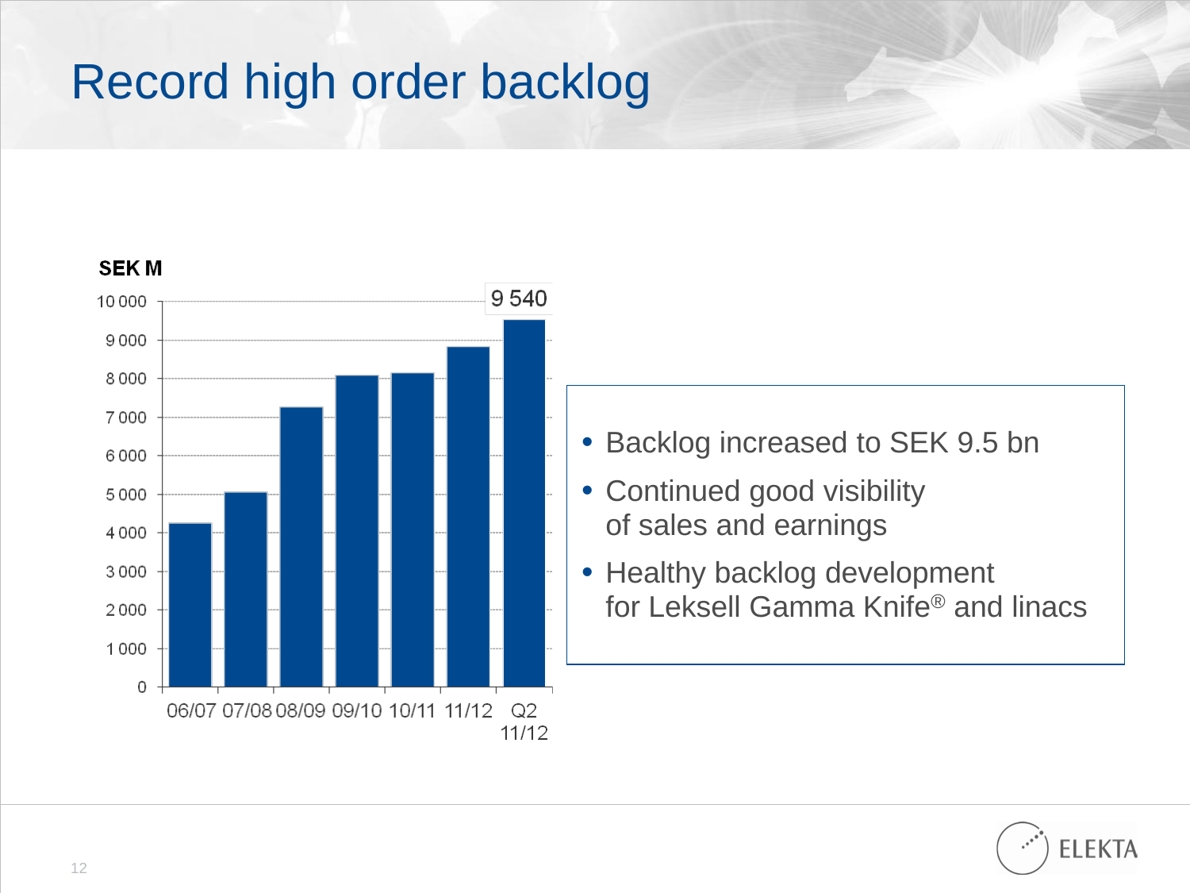# Record high order backlog

SEK M

9 540

06/07 07/08 08/09 09/10 10/11 11/12 Q2 11/12

- Backlog increased to SEK 9.5 bn
- Continued good visibility of sales and earnings
- Healthy backlog development for Leksell Gamma Knife® and linacs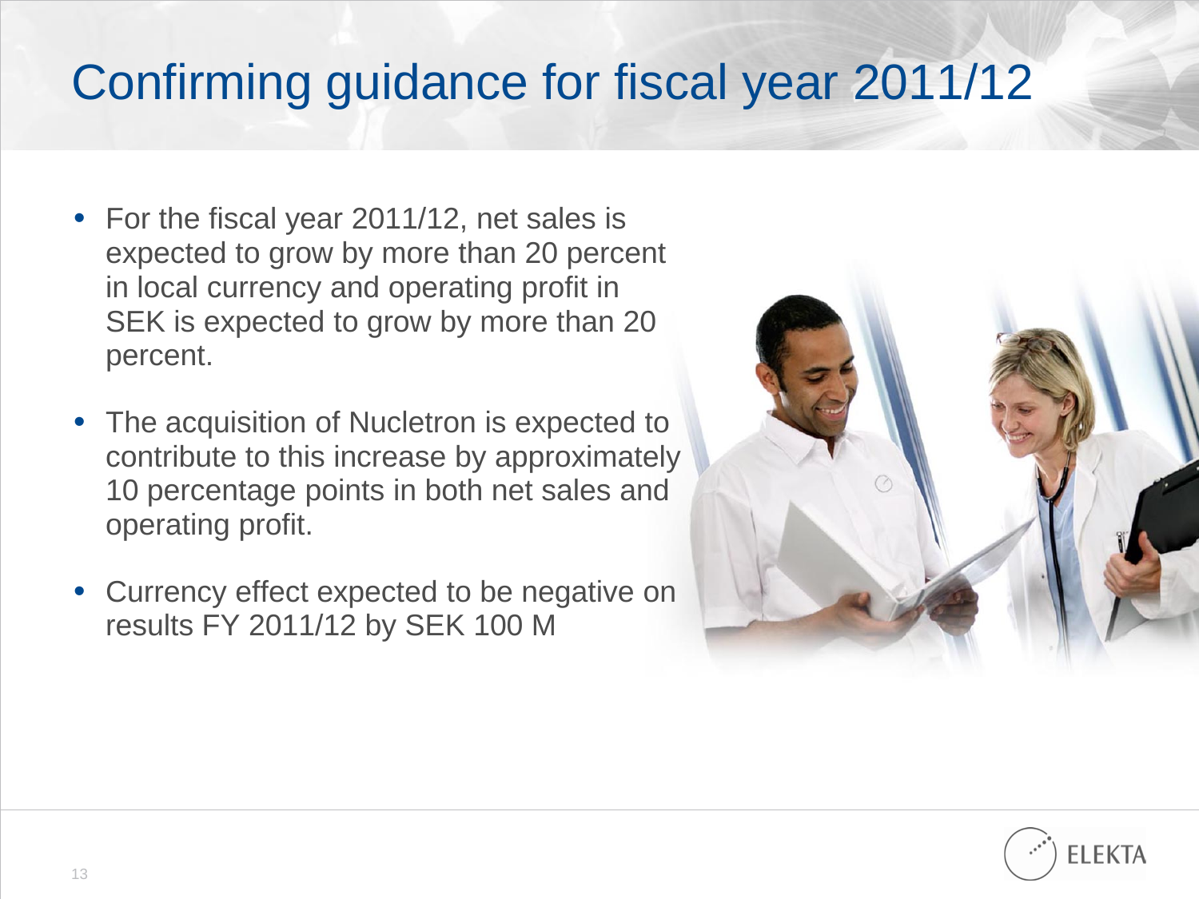# Confirming guidance for fiscal year 2011/12

- For the fiscal year 2011/12, net sales is expected to grow by more than 20 percent in local currency and operating profit in SEK is expected to grow by more than 20 percent.
- The acquisition of Nucletron is expected to contribute to this increase by approximately 10 percentage points in both net sales and operating profit.
- Currency effect expected to be negative on results FY 2011/12 by SEK 100 M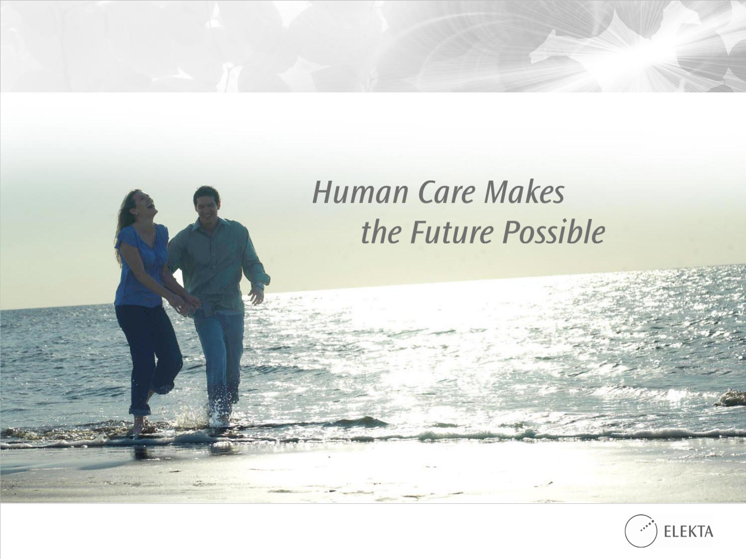*Human Care Makes the Future Possible*

ELEKTA